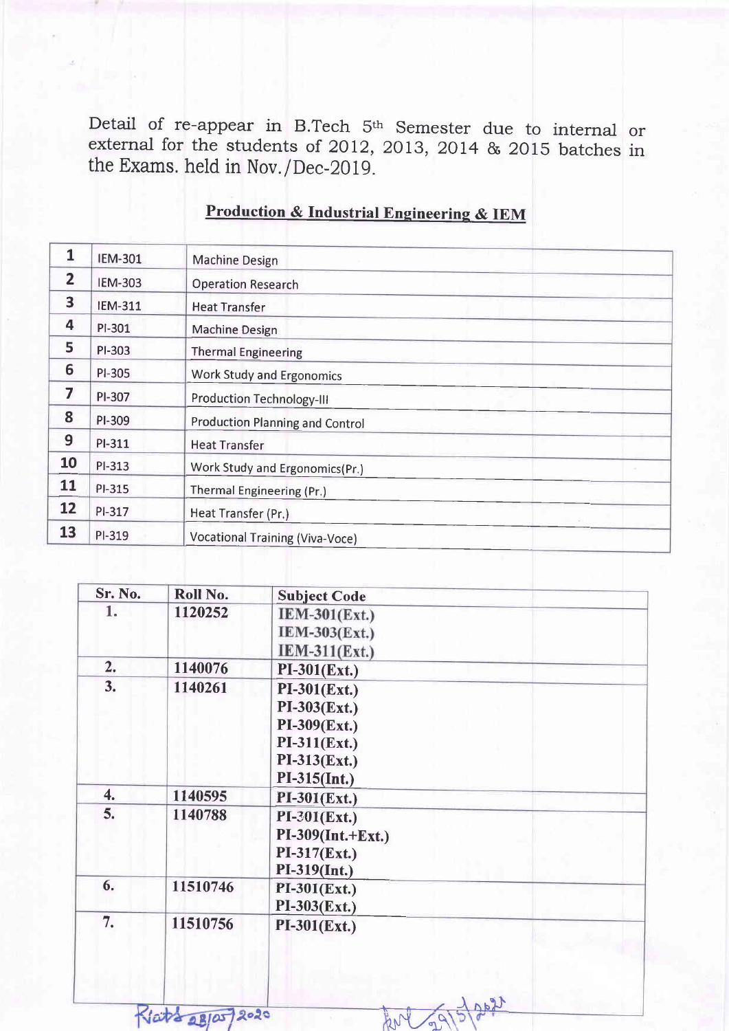Detail of re-appear in B.Tech 5th Semester due to internal or external for the students of 2012, 2013, 2014 & 2015 batches in the Exams. held in Nov./Dec-2019.

## Production & Industrial Engineering & IEM

| | | |
|---|---|---|
| 1 | IEM-301 | Machine Design |
| 2 | IEM-303 | Operation Research |
| 3 | IEM-311 | Heat Transfer |
| 4 | PI-301 | Machine Design |
| 5 | PI-303 | Thermal Engineering |
| 6 | PI-305 | Work Study and Ergonomics |
| 7 | PI-307 | Production Technology-III |
| 8 | PI-309 | Production Planning and Control |
| 9 | PI-311 | Heat Transfer |
| 10 | PI-313 | Work Study and Ergonomics(Pr.) |
| 11 | PI-315 | Thermal Engineering (Pr.) |
| 12 | PI-317 | Heat Transfer (Pr.) |
| 13 | PI-319 | Vocational Training (Viva-Voce) |

| Sr. No. | Roll No. | Subject Code |
|---|---|---|
| 1. | 1120252 | IEM-301(Ext.)<br>IEM-303(Ext.)<br>IEM-311(Ext.) |
| 2. | 1140076 | PI-301(Ext.) |
| 3. | 1140261 | PI-301(Ext.)<br>PI-303(Ext.)<br>PI-309(Ext.)<br>PI-311(Ext.)<br>PI-313(Ext.)<br>PI-315(Int.) |
| 4. | 1140595 | PI-301(Ext.) |
| 5. | 1140788 | PI-301(Ext.)<br>PI-309(Int.+Ext.)<br>PI-317(Ext.)<br>PI-319(Int.) |
| 6. | 11510746 | PI-301(Ext.)<br>PI-303(Ext.) |
| 7. | 11510756 | PI-301(Ext.) |

28/05/2020 29/5/2020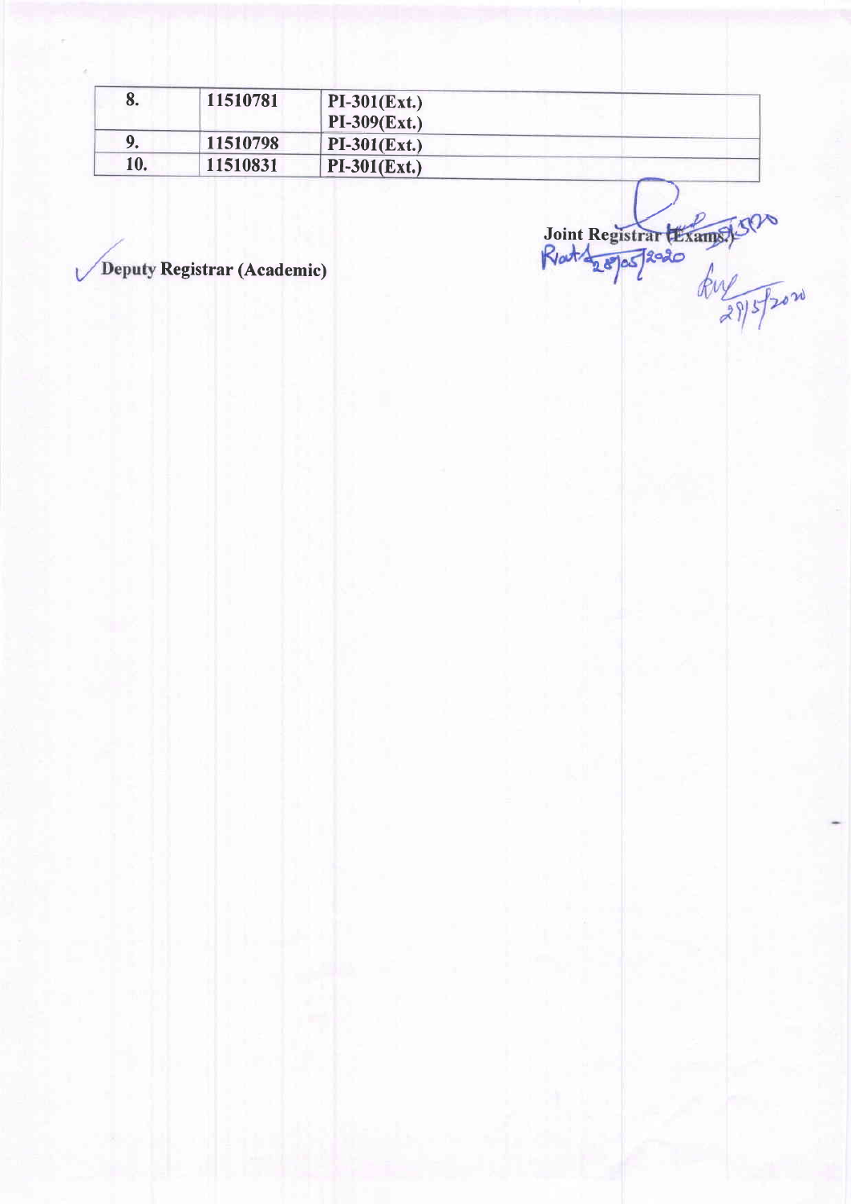| | | |
|---|---|---|
| 8. | 11510781 | PI-301(Ext.)<br>PI-309(Ext.) |
| 9. | 11510798 | PI-301(Ext.) |
| 10. | 11510831 | PI-301(Ext.) |

**Deputy Registrar (Academic)**

**Joint Registrar (Exams.)**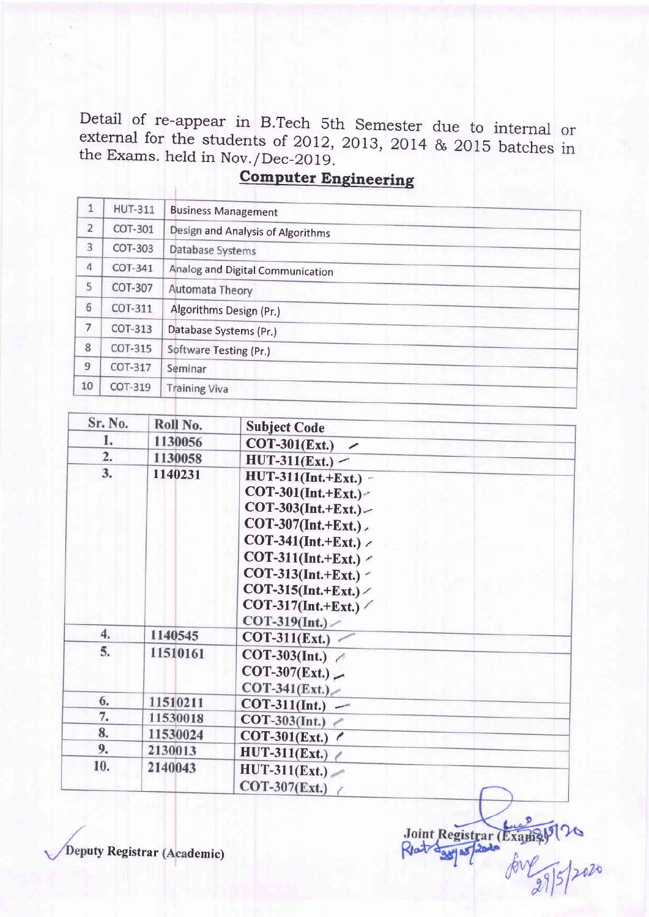Detail of re-appear in B.Tech 5th Semester due to internal or external for the students of 2012, 2013, 2014 & 2015 batches in the Exams. held in Nov./Dec-2019.

## Computer Engineering

| | | |
|---|---|---|
| 1 | HUT-311 | Business Management |
| 2 | COT-301 | Design and Analysis of Algorithms |
| 3 | COT-303 | Database Systems |
| 4 | COT-341 | Analog and Digital Communication |
| 5 | COT-307 | Automata Theory |
| 6 | COT-311 | Algorithms Design (Pr.) |
| 7 | COT-313 | Database Systems (Pr.) |
| 8 | COT-315 | Software Testing (Pr.) |
| 9 | COT-317 | Seminar |
| 10 | COT-319 | Training Viva |

| Sr. No. | Roll No. | Subject Code |
|---|---|---|
| 1. | 1130056 | COT-301(Ext.) |
| 2. | 1130058 | HUT-311(Ext.) |
| 3. | 1140231 | HUT-311(Int.+Ext.)<br>COT-301(Int.+Ext.)<br>COT-303(Int.+Ext.)<br>COT-307(Int.+Ext.)<br>COT-341(Int.+Ext.)<br>COT-311(Int.+Ext.)<br>COT-313(Int.+Ext.)<br>COT-315(Int.+Ext.)<br>COT-317(Int.+Ext.)<br>COT-319(Int.) |
| 4. | 1140545 | COT-311(Ext.) |
| 5. | 11510161 | COT-303(Int.)<br>COT-307(Ext.)<br>COT-341(Ext.) |
| 6. | 11510211 | COT-311(Int.) |
| 7. | 11530018 | COT-303(Int.) |
| 8. | 11530024 | COT-301(Ext.) |
| 9. | 2130013 | HUT-311(Ext.) |
| 10. | 2140043 | HUT-311(Ext.)<br>COT-307(Ext.) |

Deputy Registrar (Academic)

Joint Registrar (Exams)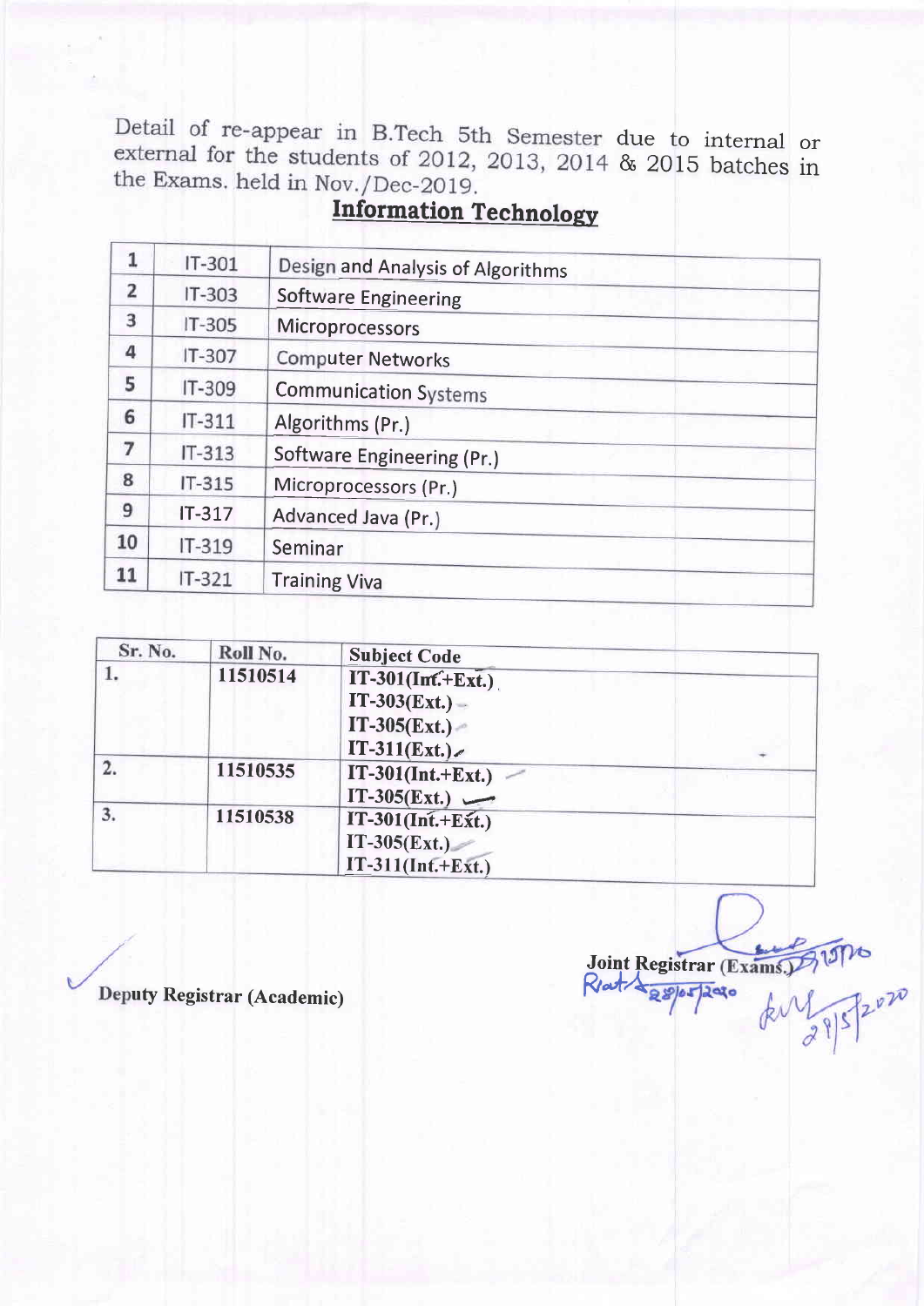Detail of re-appear in B.Tech 5th Semester due to internal or external for the students of 2012, 2013, 2014 & 2015 batches in the Exams. held in Nov./Dec-2019.

## Information Technology

| | | |
|---|---|---|
| 1 | IT-301 | Design and Analysis of Algorithms |
| 2 | IT-303 | Software Engineering |
| 3 | IT-305 | Microprocessors |
| 4 | IT-307 | Computer Networks |
| 5 | IT-309 | Communication Systems |
| 6 | IT-311 | Algorithms (Pr.) |
| 7 | IT-313 | Software Engineering (Pr.) |
| 8 | IT-315 | Microprocessors (Pr.) |
| 9 | IT-317 | Advanced Java (Pr.) |
| 10 | IT-319 | Seminar |
| 11 | IT-321 | Training Viva |

| Sr. No. | Roll No. | Subject Code |
|---|---|---|
| 1. | 11510514 | IT-301(Int.+Ext.)<br>IT-303(Ext.)<br>IT-305(Ext.)<br>IT-311(Ext.) |
| 2. | 11510535 | IT-301(Int.+Ext.)<br>IT-305(Ext.) |
| 3. | 11510538 | IT-301(Int.+Ext.)<br>IT-305(Ext.)<br>IT-311(Int.+Ext.) |

**Deputy Registrar (Academic)**

**Joint Registrar (Exams.)**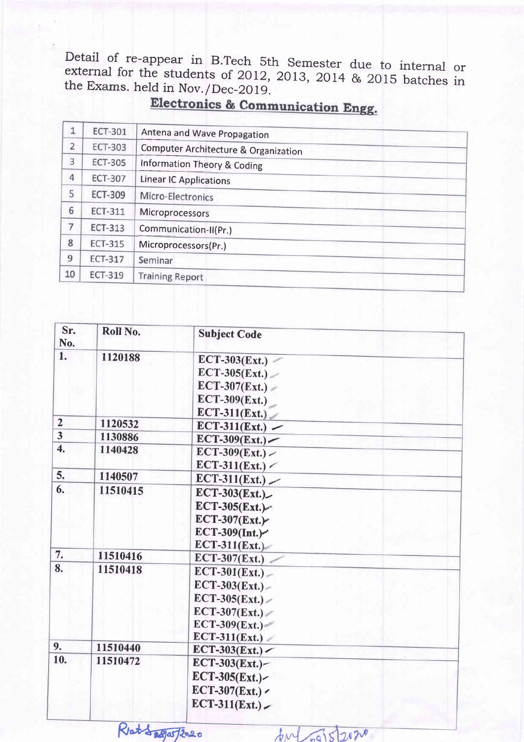Detail of re-appear in B.Tech 5th Semester due to internal or external for the students of 2012, 2013, 2014 & 2015 batches in the Exams. held in Nov./Dec-2019.

## Electronics & Communication Engg.

| | | |
|---|---|---|
| 1 | ECT-301 | Antena and Wave Propagation |
| 2 | ECT-303 | Computer Architecture & Organization |
| 3 | ECT-305 | Information Theory & Coding |
| 4 | ECT-307 | Linear IC Applications |
| 5 | ECT-309 | Micro-Electronics |
| 6 | ECT-311 | Microprocessors |
| 7 | ECT-313 | Communication-II(Pr.) |
| 8 | ECT-315 | Microprocessors(Pr.) |
| 9 | ECT-317 | Seminar |
| 10 | ECT-319 | Training Report |

| Sr. No. | Roll No. | Subject Code |
|---|---|---|
| 1. | 1120188 | ECT-303(Ext.)<br>ECT-305(Ext.)<br>ECT-307(Ext.)<br>ECT-309(Ext.)<br>ECT-311(Ext.) |
| 2 | 1120532 | ECT-311(Ext.) |
| 3 | 1130886 | ECT-309(Ext.) |
| 4. | 1140428 | ECT-309(Ext.)<br>ECT-311(Ext.) |
| 5. | 1140507 | ECT-311(Ext.) |
| 6. | 11510415 | ECT-303(Ext.)<br>ECT-305(Ext.)<br>ECT-307(Ext.)<br>ECT-309(Int.)<br>ECT-311(Ext.) |
| 7. | 11510416 | ECT-307(Ext.) |
| 8. | 11510418 | ECT-301(Ext.)<br>ECT-303(Ext.)<br>ECT-305(Ext.)<br>ECT-307(Ext.)<br>ECT-309(Ext.)<br>ECT-311(Ext.) |
| 9. | 11510440 | ECT-303(Ext.) |
| 10. | 11510472 | ECT-303(Ext.)<br>ECT-305(Ext.)<br>ECT-307(Ext.)<br>ECT-311(Ext.) |

28/05/2020 &nbsp;&nbsp;&nbsp;&nbsp; 29/5/2020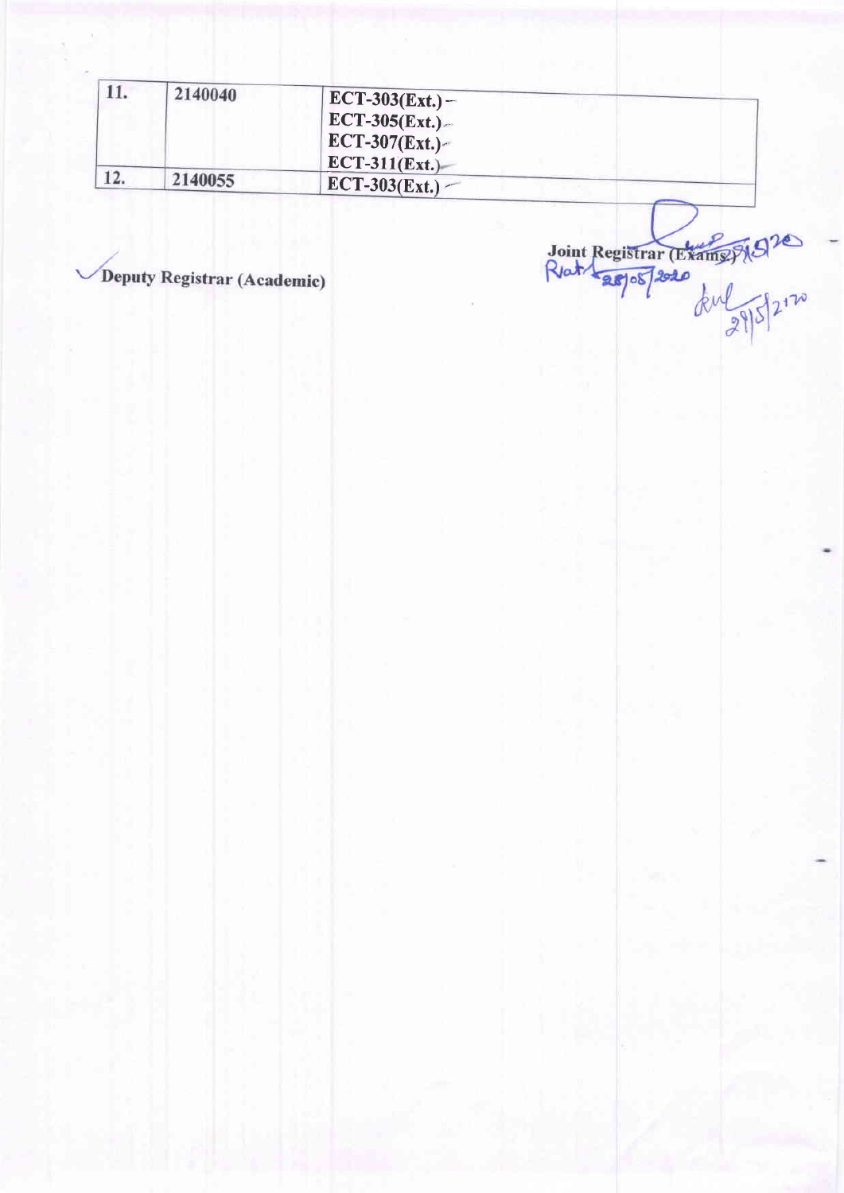| 11. | 2140040 | ECT-303(Ext.)<br>ECT-305(Ext.)<br>ECT-307(Ext.)<br>ECT-311(Ext.) |
|---|---|---|
| 12. | 2140055 | ECT-303(Ext.) |

Deputy Registrar (Academic)

Joint Registrar (Exams)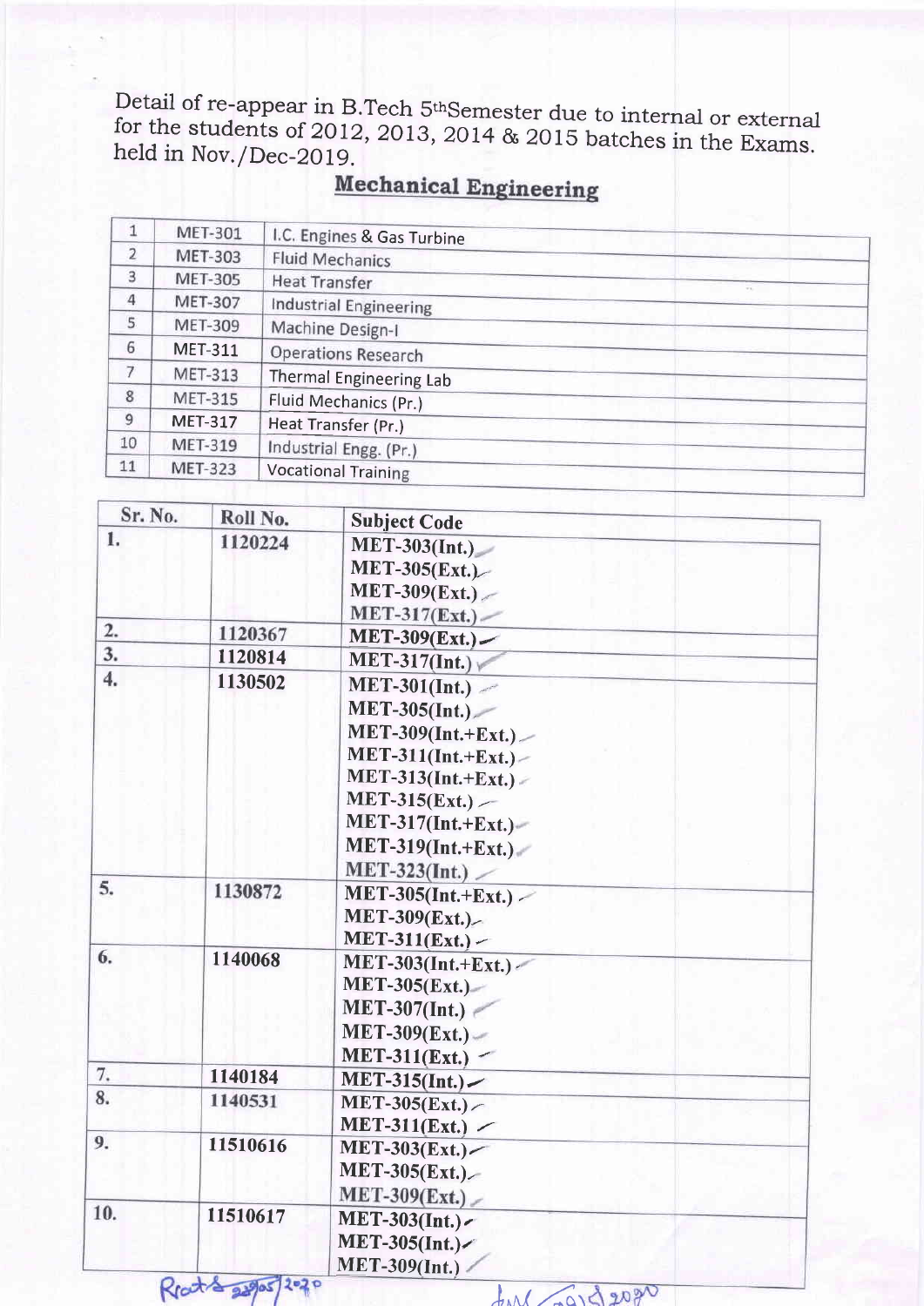Detail of re-appear in B.Tech 5thSemester due to internal or external for the students of 2012, 2013, 2014 & 2015 batches in the Exams. held in Nov./Dec-2019.

## Mechanical Engineering

| | | |
|---|---|---|
| 1 | MET-301 | I.C. Engines & Gas Turbine |
| 2 | MET-303 | Fluid Mechanics |
| 3 | MET-305 | Heat Transfer |
| 4 | MET-307 | Industrial Engineering |
| 5 | MET-309 | Machine Design-I |
| 6 | MET-311 | Operations Research |
| 7 | MET-313 | Thermal Engineering Lab |
| 8 | MET-315 | Fluid Mechanics (Pr.) |
| 9 | MET-317 | Heat Transfer (Pr.) |
| 10 | MET-319 | Industrial Engg. (Pr.) |
| 11 | MET-323 | Vocational Training |

| Sr. No. | Roll No. | Subject Code |
|---|---|---|
| 1. | 1120224 | MET-303(Int.)<br>MET-305(Ext.)<br>MET-309(Ext.)<br>MET-317(Ext.) |
| 2. | 1120367 | MET-309(Ext.) |
| 3. | 1120814 | MET-317(Int.) |
| 4. | 1130502 | MET-301(Int.)<br>MET-305(Int.)<br>MET-309(Int.+Ext.)<br>MET-311(Int.+Ext.)<br>MET-313(Int.+Ext.)<br>MET-315(Ext.)<br>MET-317(Int.+Ext.)<br>MET-319(Int.+Ext.)<br>MET-323(Int.) |
| 5. | 1130872 | MET-305(Int.+Ext.)<br>MET-309(Ext.)<br>MET-311(Ext.) |
| 6. | 1140068 | MET-303(Int.+Ext.)<br>MET-305(Ext.)<br>MET-307(Int.)<br>MET-309(Ext.)<br>MET-311(Ext.) |
| 7. | 1140184 | MET-315(Int.) |
| 8. | 1140531 | MET-305(Ext.)<br>MET-311(Ext.) |
| 9. | 11510616 | MET-303(Ext.)<br>MET-305(Ext.)<br>MET-309(Ext.) |
| 10. | 11510617 | MET-303(Int.)<br>MET-305(Int.)<br>MET-309(Int.) |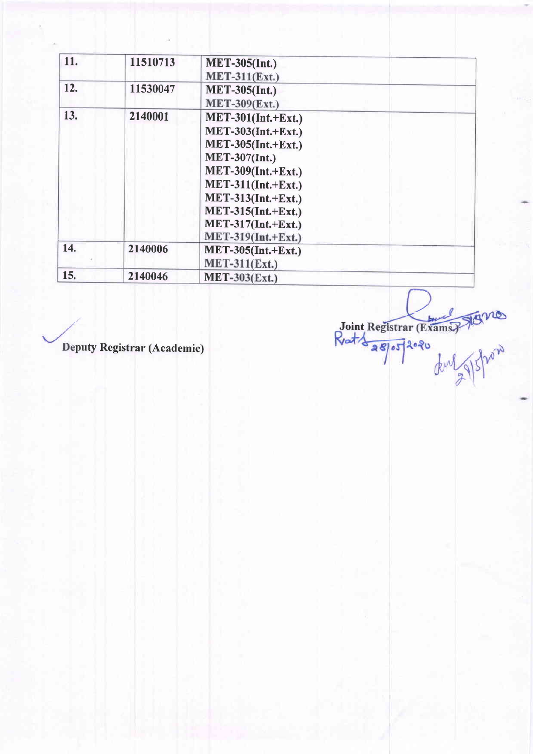| | | |
|---|---|---|
| 11. | 11510713 | MET-305(Int.)<br>MET-311(Ext.) |
| 12. | 11530047 | MET-305(Int.)<br>MET-309(Ext.) |
| 13. | 2140001 | MET-301(Int.+Ext.)<br>MET-303(Int.+Ext.)<br>MET-305(Int.+Ext.)<br>MET-307(Int.)<br>MET-309(Int.+Ext.)<br>MET-311(Int.+Ext.)<br>MET-313(Int.+Ext.)<br>MET-315(Int.+Ext.)<br>MET-317(Int.+Ext.)<br>MET-319(Int.+Ext.) |
| 14. | 2140006 | MET-305(Int.+Ext.)<br>MET-311(Ext.) |
| 15. | 2140046 | MET-303(Ext.) |

**Deputy Registrar (Academic)**

**Joint Registrar (Exams.)**

28/05/2020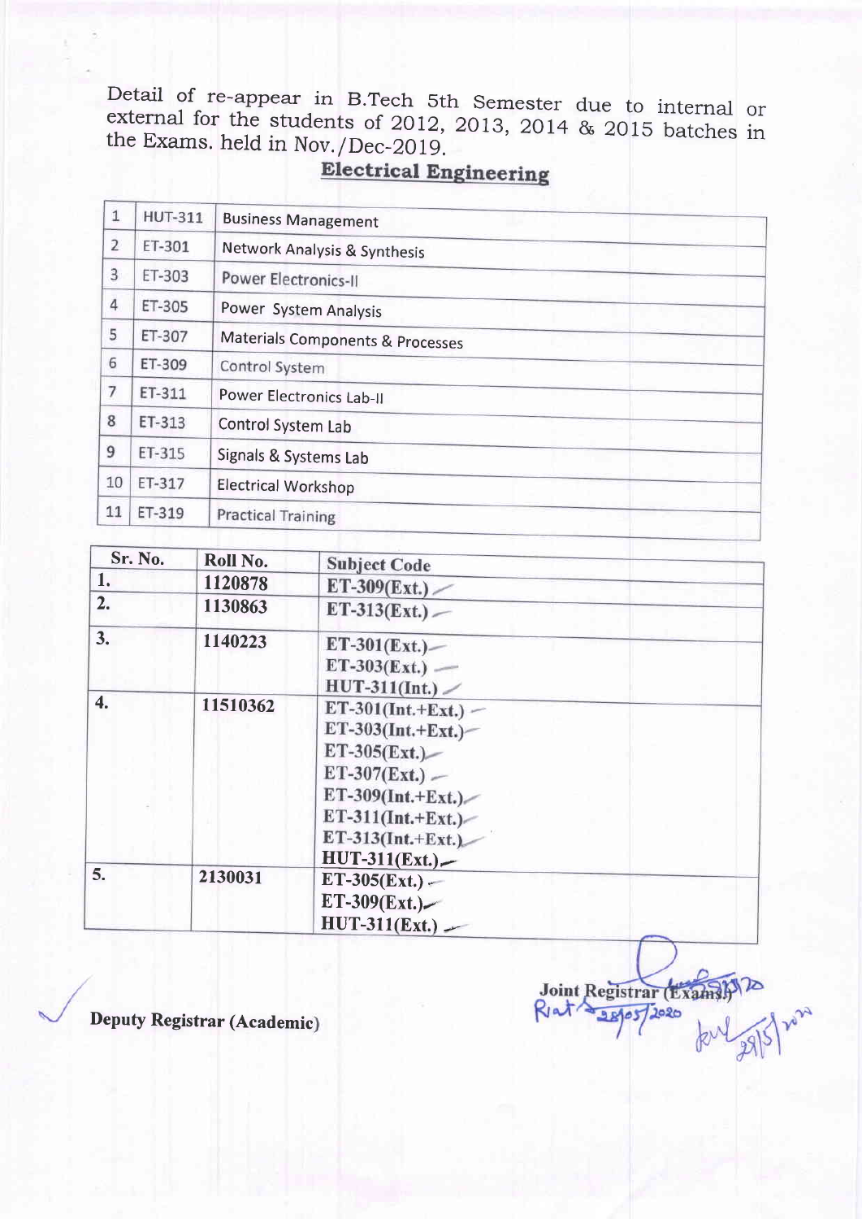Detail of re-appear in B.Tech 5th Semester due to internal or external for the students of 2012, 2013, 2014 & 2015 batches in the Exams. held in Nov./Dec-2019.

## Electrical Engineering

| | | |
|---|---|---|
| 1 | HUT-311 | Business Management |
| 2 | ET-301 | Network Analysis & Synthesis |
| 3 | ET-303 | Power Electronics-II |
| 4 | ET-305 | Power System Analysis |
| 5 | ET-307 | Materials Components & Processes |
| 6 | ET-309 | Control System |
| 7 | ET-311 | Power Electronics Lab-II |
| 8 | ET-313 | Control System Lab |
| 9 | ET-315 | Signals & Systems Lab |
| 10 | ET-317 | Electrical Workshop |
| 11 | ET-319 | Practical Training |

| Sr. No. | Roll No. | Subject Code |
|---|---|---|
| 1. | 1120878 | ET-309(Ext.) |
| 2. | 1130863 | ET-313(Ext.) |
| 3. | 1140223 | ET-301(Ext.)<br>ET-303(Ext.)<br>HUT-311(Int.) |
| 4. | 11510362 | ET-301(Int.+Ext.)<br>ET-303(Int.+Ext.)<br>ET-305(Ext.)<br>ET-307(Ext.)<br>ET-309(Int.+Ext.)<br>ET-311(Int.+Ext.)<br>ET-313(Int.+Ext.)<br>HUT-311(Ext.) |
| 5. | 2130031 | ET-305(Ext.)<br>ET-309(Ext.)<br>HUT-311(Ext.) |

**Deputy Registrar (Academic)**

**Joint Registrar (Exams)**

28/05/2020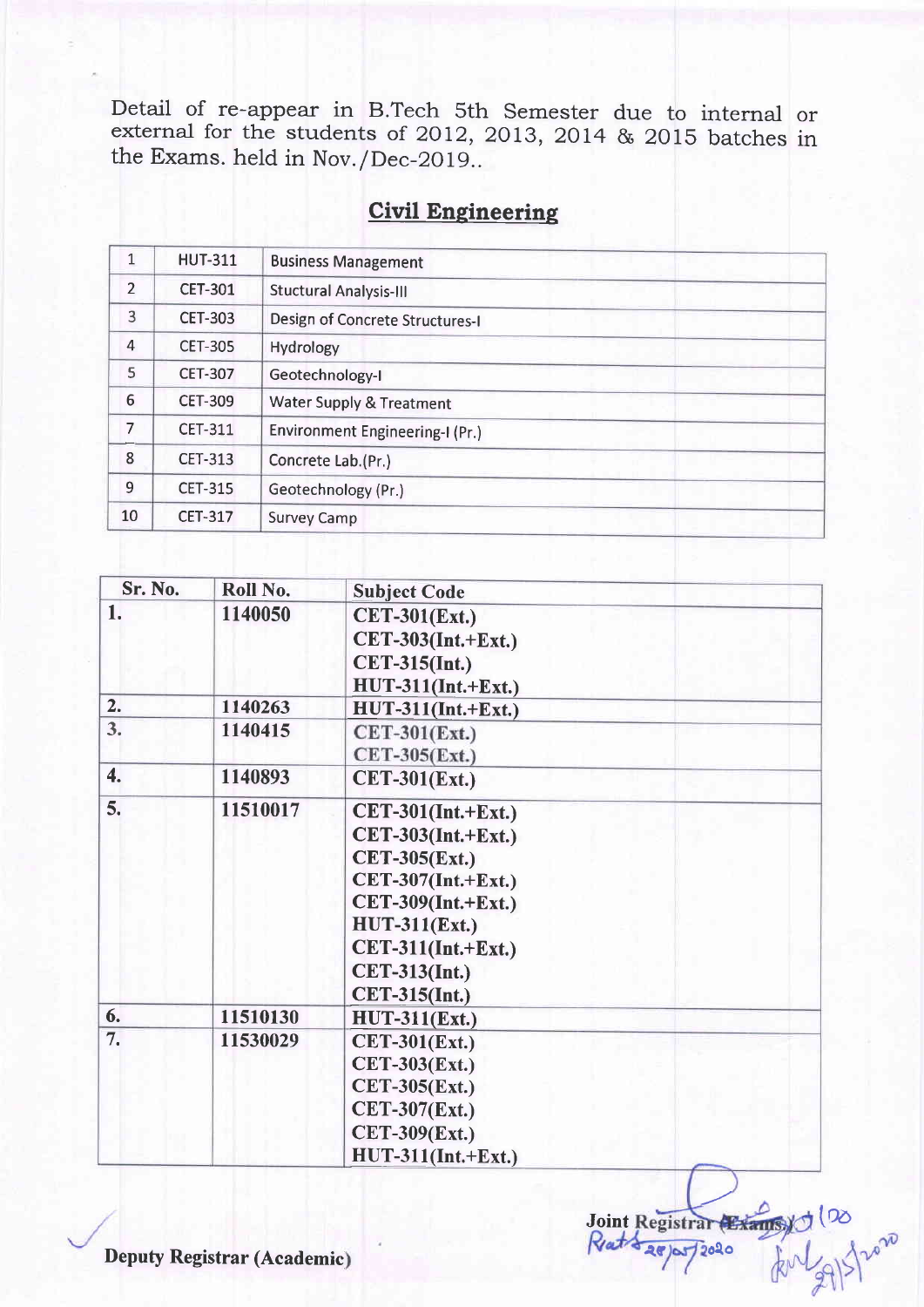Detail of re-appear in B.Tech 5th Semester due to internal or external for the students of 2012, 2013, 2014 & 2015 batches in the Exams. held in Nov./Dec-2019..

## Civil Engineering

| | | |
|---|---|---|
| 1 | HUT-311 | Business Management |
| 2 | CET-301 | Stuctural Analysis-III |
| 3 | CET-303 | Design of Concrete Structures-I |
| 4 | CET-305 | Hydrology |
| 5 | CET-307 | Geotechnology-I |
| 6 | CET-309 | Water Supply & Treatment |
| 7 | CET-311 | Environment Engineering-I (Pr.) |
| 8 | CET-313 | Concrete Lab.(Pr.) |
| 9 | CET-315 | Geotechnology (Pr.) |
| 10 | CET-317 | Survey Camp |

| Sr. No. | Roll No. | Subject Code |
|---|---|---|
| 1. | 1140050 | CET-301(Ext.)<br>CET-303(Int.+Ext.)<br>CET-315(Int.)<br>HUT-311(Int.+Ext.) |
| 2. | 1140263 | HUT-311(Int.+Ext.) |
| 3. | 1140415 | CET-301(Ext.)<br>CET-305(Ext.) |
| 4. | 1140893 | CET-301(Ext.) |
| 5. | 11510017 | CET-301(Int.+Ext.)<br>CET-303(Int.+Ext.)<br>CET-305(Ext.)<br>CET-307(Int.+Ext.)<br>CET-309(Int.+Ext.)<br>HUT-311(Ext.)<br>CET-311(Int.+Ext.)<br>CET-313(Int.)<br>CET-315(Int.) |
| 6. | 11510130 | HUT-311(Ext.) |
| 7. | 11530029 | CET-301(Ext.)<br>CET-303(Ext.)<br>CET-305(Ext.)<br>CET-307(Ext.)<br>CET-309(Ext.)<br>HUT-311(Int.+Ext.) |

**Deputy Registrar (Academic)**

**Joint Registrar (Exams)**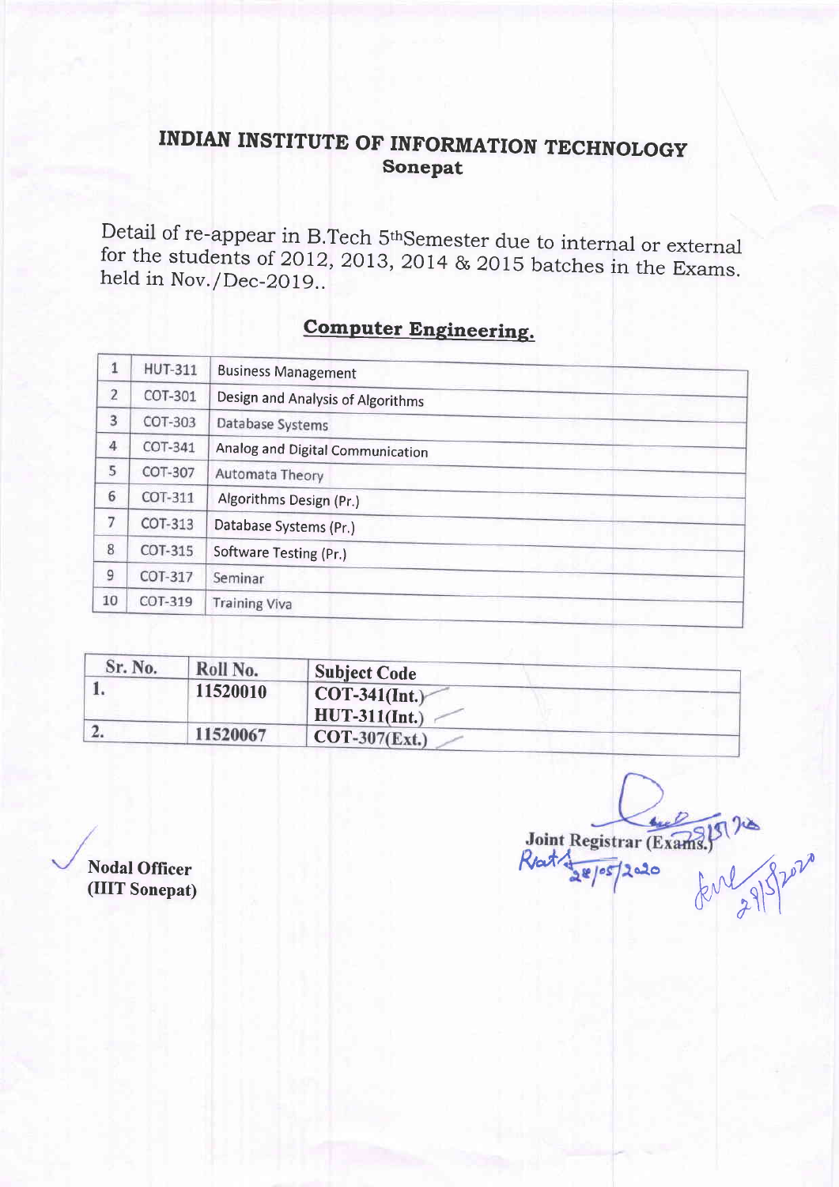# INDIAN INSTITUTE OF INFORMATION TECHNOLOGY
## Sonepat

Detail of re-appear in B.Tech 5thSemester due to internal or external for the students of 2012, 2013, 2014 & 2015 batches in the Exams. held in Nov./Dec-2019..

### Computer Engineering.

| | | |
|---|---|---|
| 1 | HUT-311 | Business Management |
| 2 | COT-301 | Design and Analysis of Algorithms |
| 3 | COT-303 | Database Systems |
| 4 | COT-341 | Analog and Digital Communication |
| 5 | COT-307 | Automata Theory |
| 6 | COT-311 | Algorithms Design (Pr.) |
| 7 | COT-313 | Database Systems (Pr.) |
| 8 | COT-315 | Software Testing (Pr.) |
| 9 | COT-317 | Seminar |
| 10 | COT-319 | Training Viva |

| Sr. No. | Roll No. | Subject Code |
|---|---|---|
| 1. | 11520010 | COT-341(Int.)<br>HUT-311(Int.) |
| 2. | 11520067 | COT-307(Ext.) |

**Nodal Officer**
**(IIIT Sonepat)**

**Joint Registrar (Exams.)**